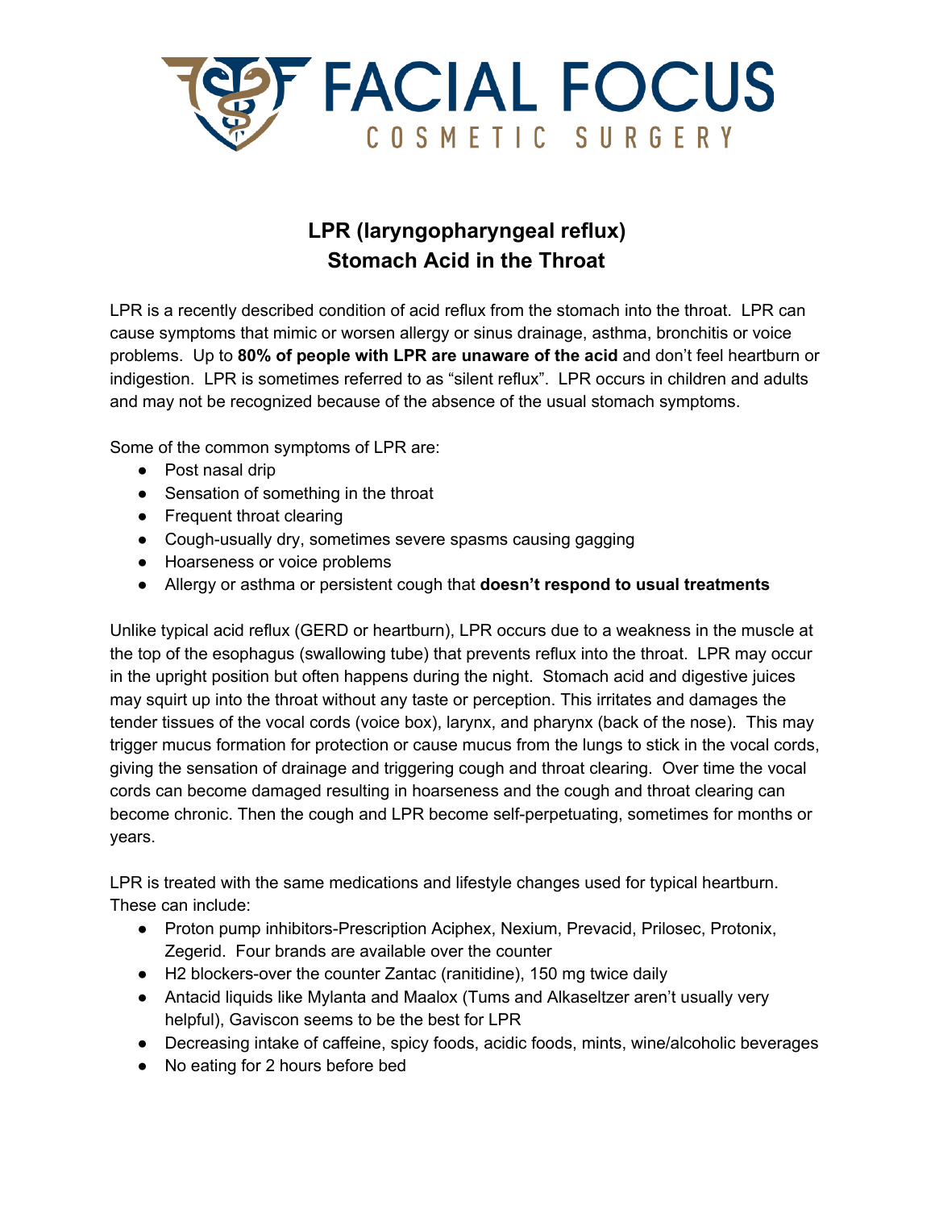FACIAL FOCUS
COSMETIC SURGERY

# LPR (laryngopharyngeal reflux)
# Stomach Acid in the Throat

LPR is a recently described condition of acid reflux from the stomach into the throat. LPR can cause symptoms that mimic or worsen allergy or sinus drainage, asthma, bronchitis or voice problems. Up to **80% of people with LPR are unaware of the acid** and don't feel heartburn or indigestion. LPR is sometimes referred to as "silent reflux". LPR occurs in children and adults and may not be recognized because of the absence of the usual stomach symptoms.

Some of the common symptoms of LPR are:

- Post nasal drip
- Sensation of something in the throat
- Frequent throat clearing
- Cough-usually dry, sometimes severe spasms causing gagging
- Hoarseness or voice problems
- Allergy or asthma or persistent cough that **doesn't respond to usual treatments**

Unlike typical acid reflux (GERD or heartburn), LPR occurs due to a weakness in the muscle at the top of the esophagus (swallowing tube) that prevents reflux into the throat. LPR may occur in the upright position but often happens during the night. Stomach acid and digestive juices may squirt up into the throat without any taste or perception. This irritates and damages the tender tissues of the vocal cords (voice box), larynx, and pharynx (back of the nose). This may trigger mucus formation for protection or cause mucus from the lungs to stick in the vocal cords, giving the sensation of drainage and triggering cough and throat clearing. Over time the vocal cords can become damaged resulting in hoarseness and the cough and throat clearing can become chronic. Then the cough and LPR become self-perpetuating, sometimes for months or years.

LPR is treated with the same medications and lifestyle changes used for typical heartburn. These can include:

- Proton pump inhibitors-Prescription Aciphex, Nexium, Prevacid, Prilosec, Protonix, Zegerid. Four brands are available over the counter
- H2 blockers-over the counter Zantac (ranitidine), 150 mg twice daily
- Antacid liquids like Mylanta and Maalox (Tums and Alkaseltzer aren't usually very helpful), Gaviscon seems to be the best for LPR
- Decreasing intake of caffeine, spicy foods, acidic foods, mints, wine/alcoholic beverages
- No eating for 2 hours before bed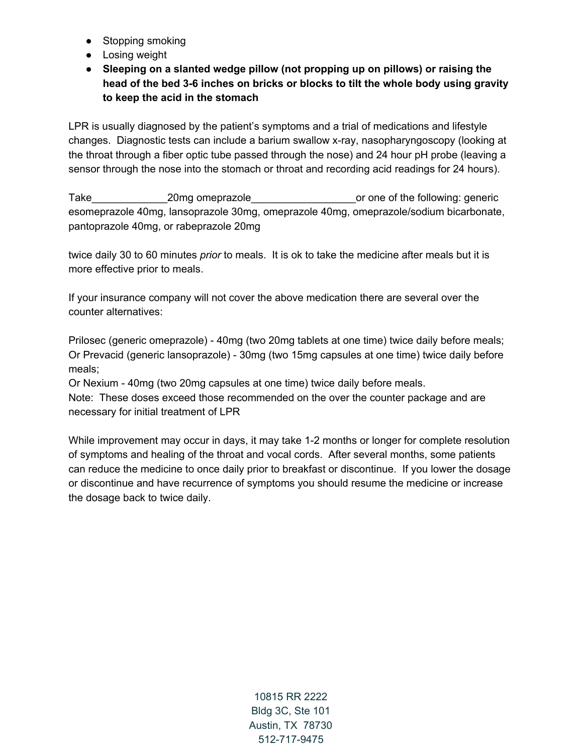- Stopping smoking
- Losing weight
- **Sleeping on a slanted wedge pillow (not propping up on pillows) or raising the head of the bed 3-6 inches on bricks or blocks to tilt the whole body using gravity to keep the acid in the stomach**

LPR is usually diagnosed by the patient's symptoms and a trial of medications and lifestyle changes. Diagnostic tests can include a barium swallow x-ray, nasopharyngoscopy (looking at the throat through a fiber optic tube passed through the nose) and 24 hour pH probe (leaving a sensor through the nose into the stomach or throat and recording acid readings for 24 hours).

Take_____________20mg omeprazole__________________or one of the following: generic esomeprazole 40mg, lansoprazole 30mg, omeprazole 40mg, omeprazole/sodium bicarbonate, pantoprazole 40mg, or rabeprazole 20mg

twice daily 30 to 60 minutes *prior* to meals. It is ok to take the medicine after meals but it is more effective prior to meals.

If your insurance company will not cover the above medication there are several over the counter alternatives:

Prilosec (generic omeprazole) - 40mg (two 20mg tablets at one time) twice daily before meals;
Or Prevacid (generic lansoprazole) - 30mg (two 15mg capsules at one time) twice daily before meals;
Or Nexium - 40mg (two 20mg capsules at one time) twice daily before meals.
Note: These doses exceed those recommended on the over the counter package and are necessary for initial treatment of LPR

While improvement may occur in days, it may take 1-2 months or longer for complete resolution of symptoms and healing of the throat and vocal cords. After several months, some patients can reduce the medicine to once daily prior to breakfast or discontinue. If you lower the dosage or discontinue and have recurrence of symptoms you should resume the medicine or increase the dosage back to twice daily.

10815 RR 2222
Bldg 3C, Ste 101
Austin, TX 78730
512-717-9475